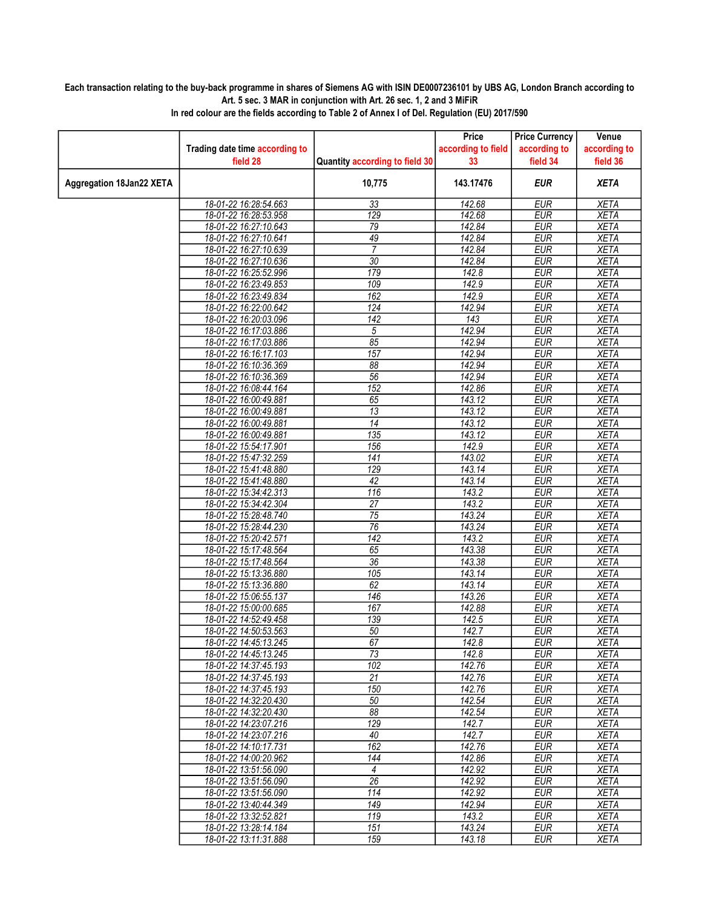**Each transaction relating to the buy-back programme in shares of Siemens AG with ISIN DE0007236101 by UBS AG, London Branch according to Art. 5 sec. 3 MAR in conjunction with Art. 26 sec. 1, 2 and 3 MiFiR**

**In red colour are the fields according to Table 2 of Annex I of Del. Regulation (EU) 2017/590**

| | Trading date time according to field 28 | Quantity according to field 30 | Price according to field 33 | Price Currency according to field 34 | Venue according to field 36 |
|---|---|---|---|---|---|
| **Aggregation 18Jan22 XETA** | | **10,775** | **143.17476** | ***EUR*** | ***XETA*** |
| | 18-01-22 16:28:54.663 | 33 | 142.68 | EUR | XETA |
| | 18-01-22 16:28:53.958 | 129 | 142.68 | EUR | XETA |
| | 18-01-22 16:27:10.643 | 79 | 142.84 | EUR | XETA |
| | 18-01-22 16:27:10.641 | 49 | 142.84 | EUR | XETA |
| | 18-01-22 16:27:10.639 | 7 | 142.84 | EUR | XETA |
| | 18-01-22 16:27:10.636 | 30 | 142.84 | EUR | XETA |
| | 18-01-22 16:25:52.996 | 179 | 142.8 | EUR | XETA |
| | 18-01-22 16:23:49.853 | 109 | 142.9 | EUR | XETA |
| | 18-01-22 16:23:49.834 | 162 | 142.9 | EUR | XETA |
| | 18-01-22 16:22:00.642 | 124 | 142.94 | EUR | XETA |
| | 18-01-22 16:20:03.096 | 142 | 143 | EUR | XETA |
| | 18-01-22 16:17:03.886 | 5 | 142.94 | EUR | XETA |
| | 18-01-22 16:17:03.886 | 85 | 142.94 | EUR | XETA |
| | 18-01-22 16:16:17.103 | 157 | 142.94 | EUR | XETA |
| | 18-01-22 16:10:36.369 | 88 | 142.94 | EUR | XETA |
| | 18-01-22 16:10:36.369 | 56 | 142.94 | EUR | XETA |
| | 18-01-22 16:08:44.164 | 152 | 142.86 | EUR | XETA |
| | 18-01-22 16:00:49.881 | 65 | 143.12 | EUR | XETA |
| | 18-01-22 16:00:49.881 | 13 | 143.12 | EUR | XETA |
| | 18-01-22 16:00:49.881 | 14 | 143.12 | EUR | XETA |
| | 18-01-22 16:00:49.881 | 135 | 143.12 | EUR | XETA |
| | 18-01-22 15:54:17.901 | 156 | 142.9 | EUR | XETA |
| | 18-01-22 15:47:32.259 | 141 | 143.02 | EUR | XETA |
| | 18-01-22 15:41:48.880 | 129 | 143.14 | EUR | XETA |
| | 18-01-22 15:41:48.880 | 42 | 143.14 | EUR | XETA |
| | 18-01-22 15:34:42.313 | 116 | 143.2 | EUR | XETA |
| | 18-01-22 15:34:42.304 | 27 | 143.2 | EUR | XETA |
| | 18-01-22 15:28:48.740 | 75 | 143.24 | EUR | XETA |
| | 18-01-22 15:28:44.230 | 76 | 143.24 | EUR | XETA |
| | 18-01-22 15:20:42.571 | 142 | 143.2 | EUR | XETA |
| | 18-01-22 15:17:48.564 | 65 | 143.38 | EUR | XETA |
| | 18-01-22 15:17:48.564 | 36 | 143.38 | EUR | XETA |
| | 18-01-22 15:13:36.880 | 105 | 143.14 | EUR | XETA |
| | 18-01-22 15:13:36.880 | 62 | 143.14 | EUR | XETA |
| | 18-01-22 15:06:55.137 | 146 | 143.26 | EUR | XETA |
| | 18-01-22 15:00:00.685 | 167 | 142.88 | EUR | XETA |
| | 18-01-22 14:52:49.458 | 139 | 142.5 | EUR | XETA |
| | 18-01-22 14:50:53.563 | 50 | 142.7 | EUR | XETA |
| | 18-01-22 14:45:13.245 | 67 | 142.8 | EUR | XETA |
| | 18-01-22 14:45:13.245 | 73 | 142.8 | EUR | XETA |
| | 18-01-22 14:37:45.193 | 102 | 142.76 | EUR | XETA |
| | 18-01-22 14:37:45.193 | 21 | 142.76 | EUR | XETA |
| | 18-01-22 14:37:45.193 | 150 | 142.76 | EUR | XETA |
| | 18-01-22 14:32:20.430 | 50 | 142.54 | EUR | XETA |
| | 18-01-22 14:32:20.430 | 88 | 142.54 | EUR | XETA |
| | 18-01-22 14:23:07.216 | 129 | 142.7 | EUR | XETA |
| | 18-01-22 14:23:07.216 | 40 | 142.7 | EUR | XETA |
| | 18-01-22 14:10:17.731 | 162 | 142.76 | EUR | XETA |
| | 18-01-22 14:00:20.962 | 144 | 142.86 | EUR | XETA |
| | 18-01-22 13:51:56.090 | 4 | 142.92 | EUR | XETA |
| | 18-01-22 13:51:56.090 | 26 | 142.92 | EUR | XETA |
| | 18-01-22 13:51:56.090 | 114 | 142.92 | EUR | XETA |
| | 18-01-22 13:40:44.349 | 149 | 142.94 | EUR | XETA |
| | 18-01-22 13:32:52.821 | 119 | 143.2 | EUR | XETA |
| | 18-01-22 13:28:14.184 | 151 | 143.24 | EUR | XETA |
| | 18-01-22 13:11:31.888 | 159 | 143.18 | EUR | XETA |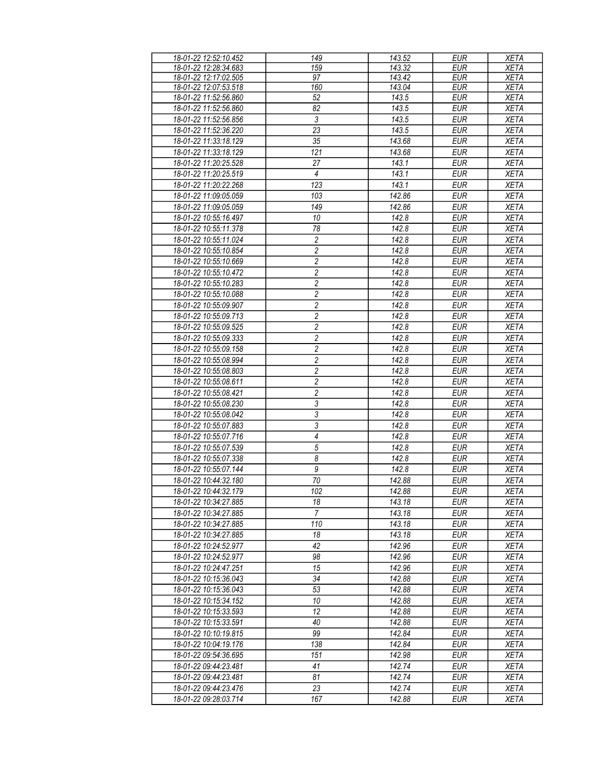| 18-01-22 12:52:10.452 | 149 | 143.52 | EUR | XETA |
|---|---|---|---|---|
| 18-01-22 12:28:34.683 | 159 | 143.32 | EUR | XETA |
| 18-01-22 12:17:02.505 | 97 | 143.42 | EUR | XETA |
| 18-01-22 12:07:53.518 | 160 | 143.04 | EUR | XETA |
| 18-01-22 11:52:56.860 | 52 | 143.5 | EUR | XETA |
| 18-01-22 11:52:56.860 | 82 | 143.5 | EUR | XETA |
| 18-01-22 11:52:56.856 | 3 | 143.5 | EUR | XETA |
| 18-01-22 11:52:36.220 | 23 | 143.5 | EUR | XETA |
| 18-01-22 11:33:18.129 | 35 | 143.68 | EUR | XETA |
| 18-01-22 11:33:18.129 | 121 | 143.68 | EUR | XETA |
| 18-01-22 11:20:25.528 | 27 | 143.1 | EUR | XETA |
| 18-01-22 11:20:25.519 | 4 | 143.1 | EUR | XETA |
| 18-01-22 11:20:22.268 | 123 | 143.1 | EUR | XETA |
| 18-01-22 11:09:05.059 | 103 | 142.86 | EUR | XETA |
| 18-01-22 11:09:05.059 | 149 | 142.86 | EUR | XETA |
| 18-01-22 10:55:16.497 | 10 | 142.8 | EUR | XETA |
| 18-01-22 10:55:11.378 | 78 | 142.8 | EUR | XETA |
| 18-01-22 10:55:11.024 | 2 | 142.8 | EUR | XETA |
| 18-01-22 10:55:10.854 | 2 | 142.8 | EUR | XETA |
| 18-01-22 10:55:10.669 | 2 | 142.8 | EUR | XETA |
| 18-01-22 10:55:10.472 | 2 | 142.8 | EUR | XETA |
| 18-01-22 10:55:10.283 | 2 | 142.8 | EUR | XETA |
| 18-01-22 10:55:10.088 | 2 | 142.8 | EUR | XETA |
| 18-01-22 10:55:09.907 | 2 | 142.8 | EUR | XETA |
| 18-01-22 10:55:09.713 | 2 | 142.8 | EUR | XETA |
| 18-01-22 10:55:09.525 | 2 | 142.8 | EUR | XETA |
| 18-01-22 10:55:09.333 | 2 | 142.8 | EUR | XETA |
| 18-01-22 10:55:09.158 | 2 | 142.8 | EUR | XETA |
| 18-01-22 10:55:08.994 | 2 | 142.8 | EUR | XETA |
| 18-01-22 10:55:08.803 | 2 | 142.8 | EUR | XETA |
| 18-01-22 10:55:08.611 | 2 | 142.8 | EUR | XETA |
| 18-01-22 10:55:08.421 | 2 | 142.8 | EUR | XETA |
| 18-01-22 10:55:08.230 | 3 | 142.8 | EUR | XETA |
| 18-01-22 10:55:08.042 | 3 | 142.8 | EUR | XETA |
| 18-01-22 10:55:07.883 | 3 | 142.8 | EUR | XETA |
| 18-01-22 10:55:07.716 | 4 | 142.8 | EUR | XETA |
| 18-01-22 10:55:07.539 | 5 | 142.8 | EUR | XETA |
| 18-01-22 10:55:07.338 | 8 | 142.8 | EUR | XETA |
| 18-01-22 10:55:07.144 | 9 | 142.8 | EUR | XETA |
| 18-01-22 10:44:32.180 | 70 | 142.88 | EUR | XETA |
| 18-01-22 10:44:32.179 | 102 | 142.88 | EUR | XETA |
| 18-01-22 10:34:27.885 | 18 | 143.18 | EUR | XETA |
| 18-01-22 10:34:27.885 | 7 | 143.18 | EUR | XETA |
| 18-01-22 10:34:27.885 | 110 | 143.18 | EUR | XETA |
| 18-01-22 10:34:27.885 | 18 | 143.18 | EUR | XETA |
| 18-01-22 10:24:52.977 | 42 | 142.96 | EUR | XETA |
| 18-01-22 10:24:52.977 | 98 | 142.96 | EUR | XETA |
| 18-01-22 10:24:47.251 | 15 | 142.96 | EUR | XETA |
| 18-01-22 10:15:36.043 | 34 | 142.88 | EUR | XETA |
| 18-01-22 10:15:36.043 | 53 | 142.88 | EUR | XETA |
| 18-01-22 10:15:34.152 | 10 | 142.88 | EUR | XETA |
| 18-01-22 10:15:33.593 | 12 | 142.88 | EUR | XETA |
| 18-01-22 10:15:33.591 | 40 | 142.88 | EUR | XETA |
| 18-01-22 10:10:19.815 | 99 | 142.84 | EUR | XETA |
| 18-01-22 10:04:19.176 | 138 | 142.84 | EUR | XETA |
| 18-01-22 09:54:36.695 | 151 | 142.98 | EUR | XETA |
| 18-01-22 09:44:23.481 | 41 | 142.74 | EUR | XETA |
| 18-01-22 09:44:23.481 | 81 | 142.74 | EUR | XETA |
| 18-01-22 09:44:23.476 | 23 | 142.74 | EUR | XETA |
| 18-01-22 09:28:03.714 | 167 | 142.88 | EUR | XETA |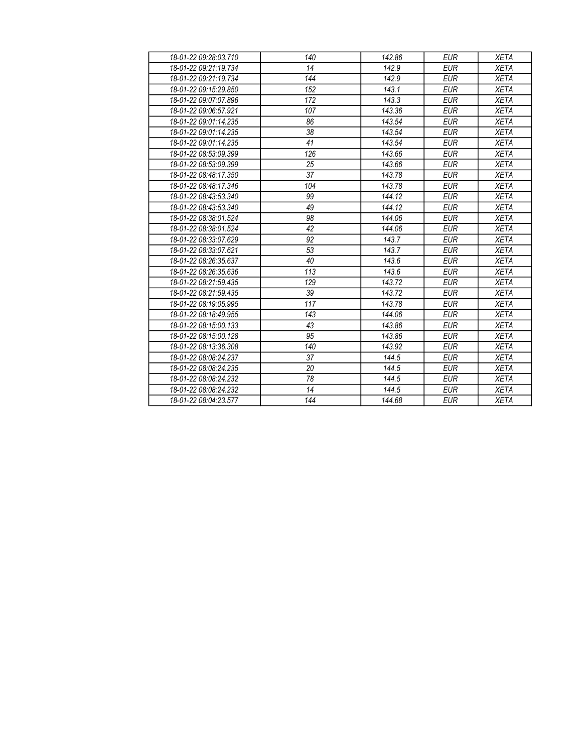| *18-01-22 09:28:03.710* | *140* | *142.86* | *EUR* | *XETA* |
| --- | --- | --- | --- | --- |
| *18-01-22 09:21:19.734* | *14* | *142.9* | *EUR* | *XETA* |
| *18-01-22 09:21:19.734* | *144* | *142.9* | *EUR* | *XETA* |
| *18-01-22 09:15:29.850* | *152* | *143.1* | *EUR* | *XETA* |
| *18-01-22 09:07:07.896* | *172* | *143.3* | *EUR* | *XETA* |
| *18-01-22 09:06:57.921* | *107* | *143.36* | *EUR* | *XETA* |
| *18-01-22 09:01:14.235* | *86* | *143.54* | *EUR* | *XETA* |
| *18-01-22 09:01:14.235* | *38* | *143.54* | *EUR* | *XETA* |
| *18-01-22 09:01:14.235* | *41* | *143.54* | *EUR* | *XETA* |
| *18-01-22 08:53:09.399* | *126* | *143.66* | *EUR* | *XETA* |
| *18-01-22 08:53:09.399* | *25* | *143.66* | *EUR* | *XETA* |
| *18-01-22 08:48:17.350* | *37* | *143.78* | *EUR* | *XETA* |
| *18-01-22 08:48:17.346* | *104* | *143.78* | *EUR* | *XETA* |
| *18-01-22 08:43:53.340* | *99* | *144.12* | *EUR* | *XETA* |
| *18-01-22 08:43:53.340* | *49* | *144.12* | *EUR* | *XETA* |
| *18-01-22 08:38:01.524* | *98* | *144.06* | *EUR* | *XETA* |
| *18-01-22 08:38:01.524* | *42* | *144.06* | *EUR* | *XETA* |
| *18-01-22 08:33:07.629* | *92* | *143.7* | *EUR* | *XETA* |
| *18-01-22 08:33:07.621* | *53* | *143.7* | *EUR* | *XETA* |
| *18-01-22 08:26:35.637* | *40* | *143.6* | *EUR* | *XETA* |
| *18-01-22 08:26:35.636* | *113* | *143.6* | *EUR* | *XETA* |
| *18-01-22 08:21:59.435* | *129* | *143.72* | *EUR* | *XETA* |
| *18-01-22 08:21:59.435* | *39* | *143.72* | *EUR* | *XETA* |
| *18-01-22 08:19:05.995* | *117* | *143.78* | *EUR* | *XETA* |
| *18-01-22 08:18:49.955* | *143* | *144.06* | *EUR* | *XETA* |
| *18-01-22 08:15:00.133* | *43* | *143.86* | *EUR* | *XETA* |
| *18-01-22 08:15:00.128* | *95* | *143.86* | *EUR* | *XETA* |
| *18-01-22 08:13:36.308* | *140* | *143.92* | *EUR* | *XETA* |
| *18-01-22 08:08:24.237* | *37* | *144.5* | *EUR* | *XETA* |
| *18-01-22 08:08:24.235* | *20* | *144.5* | *EUR* | *XETA* |
| *18-01-22 08:08:24.232* | *78* | *144.5* | *EUR* | *XETA* |
| *18-01-22 08:08:24.232* | *14* | *144.5* | *EUR* | *XETA* |
| *18-01-22 08:04:23.577* | *144* | *144.68* | *EUR* | *XETA* |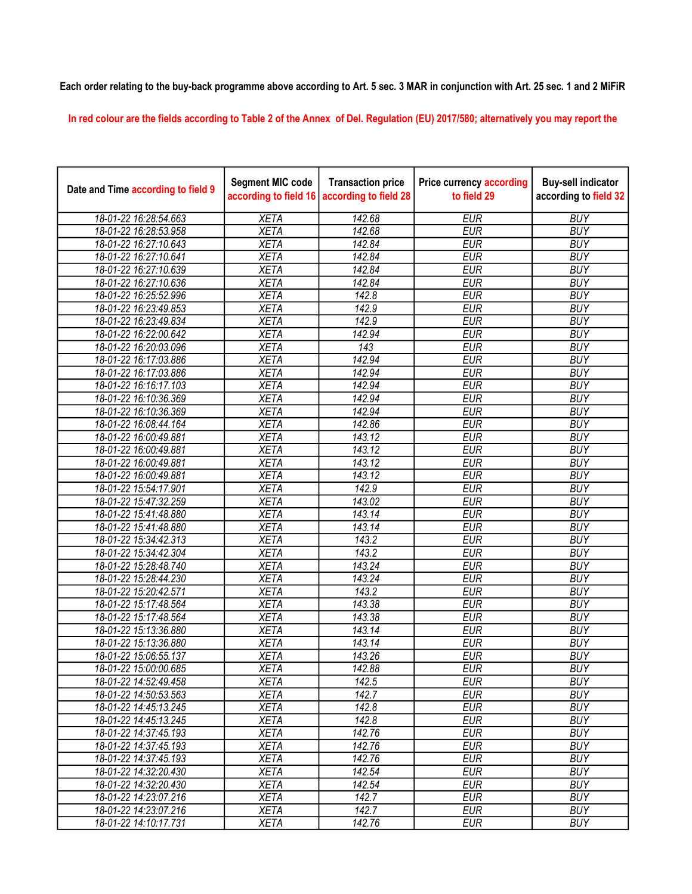**Each order relating to the buy-back programme above according to Art. 5 sec. 3 MAR in conjunction with Art. 25 sec. 1 and 2 MiFiR**

In red colour are the fields according to Table 2 of the Annex of Del. Regulation (EU) 2017/580; alternatively you may report the

| Date and Time according to field 9 | Segment MIC code according to field 16 | Transaction price according to field 28 | Price currency according to field 29 | Buy-sell indicator according to field 32 |
|---|---|---|---|---|
| 18-01-22 16:28:54.663 | XETA | 142.68 | EUR | BUY |
| 18-01-22 16:28:53.958 | XETA | 142.68 | EUR | BUY |
| 18-01-22 16:27:10.643 | XETA | 142.84 | EUR | BUY |
| 18-01-22 16:27:10.641 | XETA | 142.84 | EUR | BUY |
| 18-01-22 16:27:10.639 | XETA | 142.84 | EUR | BUY |
| 18-01-22 16:27:10.636 | XETA | 142.84 | EUR | BUY |
| 18-01-22 16:25:52.996 | XETA | 142.8 | EUR | BUY |
| 18-01-22 16:23:49.853 | XETA | 142.9 | EUR | BUY |
| 18-01-22 16:23:49.834 | XETA | 142.9 | EUR | BUY |
| 18-01-22 16:22:00.642 | XETA | 142.94 | EUR | BUY |
| 18-01-22 16:20:03.096 | XETA | 143 | EUR | BUY |
| 18-01-22 16:17:03.886 | XETA | 142.94 | EUR | BUY |
| 18-01-22 16:17:03.886 | XETA | 142.94 | EUR | BUY |
| 18-01-22 16:16:17.103 | XETA | 142.94 | EUR | BUY |
| 18-01-22 16:10:36.369 | XETA | 142.94 | EUR | BUY |
| 18-01-22 16:10:36.369 | XETA | 142.94 | EUR | BUY |
| 18-01-22 16:08:44.164 | XETA | 142.86 | EUR | BUY |
| 18-01-22 16:00:49.881 | XETA | 143.12 | EUR | BUY |
| 18-01-22 16:00:49.881 | XETA | 143.12 | EUR | BUY |
| 18-01-22 16:00:49.881 | XETA | 143.12 | EUR | BUY |
| 18-01-22 16:00:49.881 | XETA | 143.12 | EUR | BUY |
| 18-01-22 15:54:17.901 | XETA | 142.9 | EUR | BUY |
| 18-01-22 15:47:32.259 | XETA | 143.02 | EUR | BUY |
| 18-01-22 15:41:48.880 | XETA | 143.14 | EUR | BUY |
| 18-01-22 15:41:48.880 | XETA | 143.14 | EUR | BUY |
| 18-01-22 15:34:42.313 | XETA | 143.2 | EUR | BUY |
| 18-01-22 15:34:42.304 | XETA | 143.2 | EUR | BUY |
| 18-01-22 15:28:48.740 | XETA | 143.24 | EUR | BUY |
| 18-01-22 15:28:44.230 | XETA | 143.24 | EUR | BUY |
| 18-01-22 15:20:42.571 | XETA | 143.2 | EUR | BUY |
| 18-01-22 15:17:48.564 | XETA | 143.38 | EUR | BUY |
| 18-01-22 15:17:48.564 | XETA | 143.38 | EUR | BUY |
| 18-01-22 15:13:36.880 | XETA | 143.14 | EUR | BUY |
| 18-01-22 15:13:36.880 | XETA | 143.14 | EUR | BUY |
| 18-01-22 15:06:55.137 | XETA | 143.26 | EUR | BUY |
| 18-01-22 15:00:00.685 | XETA | 142.88 | EUR | BUY |
| 18-01-22 14:52:49.458 | XETA | 142.5 | EUR | BUY |
| 18-01-22 14:50:53.563 | XETA | 142.7 | EUR | BUY |
| 18-01-22 14:45:13.245 | XETA | 142.8 | EUR | BUY |
| 18-01-22 14:45:13.245 | XETA | 142.8 | EUR | BUY |
| 18-01-22 14:37:45.193 | XETA | 142.76 | EUR | BUY |
| 18-01-22 14:37:45.193 | XETA | 142.76 | EUR | BUY |
| 18-01-22 14:37:45.193 | XETA | 142.76 | EUR | BUY |
| 18-01-22 14:32:20.430 | XETA | 142.54 | EUR | BUY |
| 18-01-22 14:32:20.430 | XETA | 142.54 | EUR | BUY |
| 18-01-22 14:23:07.216 | XETA | 142.7 | EUR | BUY |
| 18-01-22 14:23:07.216 | XETA | 142.7 | EUR | BUY |
| 18-01-22 14:10:17.731 | XETA | 142.76 | EUR | BUY |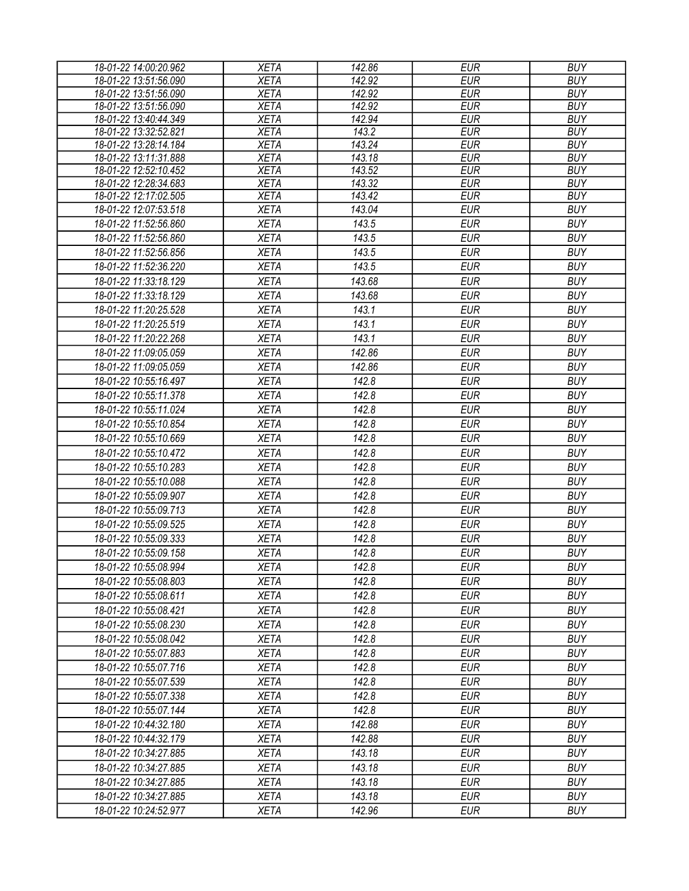| | | | | |
|---|---|---|---|---|
| 18-01-22 14:00:20.962 | XETA | 142.86 | EUR | BUY |
| 18-01-22 13:51:56.090 | XETA | 142.92 | EUR | BUY |
| 18-01-22 13:51:56.090 | XETA | 142.92 | EUR | BUY |
| 18-01-22 13:51:56.090 | XETA | 142.92 | EUR | BUY |
| 18-01-22 13:40:44.349 | XETA | 142.94 | EUR | BUY |
| 18-01-22 13:32:52.821 | XETA | 143.2 | EUR | BUY |
| 18-01-22 13:28:14.184 | XETA | 143.24 | EUR | BUY |
| 18-01-22 13:11:31.888 | XETA | 143.18 | EUR | BUY |
| 18-01-22 12:52:10.452 | XETA | 143.52 | EUR | BUY |
| 18-01-22 12:28:34.683 | XETA | 143.32 | EUR | BUY |
| 18-01-22 12:17:02.505 | XETA | 143.42 | EUR | BUY |
| 18-01-22 12:07:53.518 | XETA | 143.04 | EUR | BUY |
| 18-01-22 11:52:56.860 | XETA | 143.5 | EUR | BUY |
| 18-01-22 11:52:56.860 | XETA | 143.5 | EUR | BUY |
| 18-01-22 11:52:56.856 | XETA | 143.5 | EUR | BUY |
| 18-01-22 11:52:36.220 | XETA | 143.5 | EUR | BUY |
| 18-01-22 11:33:18.129 | XETA | 143.68 | EUR | BUY |
| 18-01-22 11:33:18.129 | XETA | 143.68 | EUR | BUY |
| 18-01-22 11:20:25.528 | XETA | 143.1 | EUR | BUY |
| 18-01-22 11:20:25.519 | XETA | 143.1 | EUR | BUY |
| 18-01-22 11:20:22.268 | XETA | 143.1 | EUR | BUY |
| 18-01-22 11:09:05.059 | XETA | 142.86 | EUR | BUY |
| 18-01-22 11:09:05.059 | XETA | 142.86 | EUR | BUY |
| 18-01-22 10:55:16.497 | XETA | 142.8 | EUR | BUY |
| 18-01-22 10:55:11.378 | XETA | 142.8 | EUR | BUY |
| 18-01-22 10:55:11.024 | XETA | 142.8 | EUR | BUY |
| 18-01-22 10:55:10.854 | XETA | 142.8 | EUR | BUY |
| 18-01-22 10:55:10.669 | XETA | 142.8 | EUR | BUY |
| 18-01-22 10:55:10.472 | XETA | 142.8 | EUR | BUY |
| 18-01-22 10:55:10.283 | XETA | 142.8 | EUR | BUY |
| 18-01-22 10:55:10.088 | XETA | 142.8 | EUR | BUY |
| 18-01-22 10:55:09.907 | XETA | 142.8 | EUR | BUY |
| 18-01-22 10:55:09.713 | XETA | 142.8 | EUR | BUY |
| 18-01-22 10:55:09.525 | XETA | 142.8 | EUR | BUY |
| 18-01-22 10:55:09.333 | XETA | 142.8 | EUR | BUY |
| 18-01-22 10:55:09.158 | XETA | 142.8 | EUR | BUY |
| 18-01-22 10:55:08.994 | XETA | 142.8 | EUR | BUY |
| 18-01-22 10:55:08.803 | XETA | 142.8 | EUR | BUY |
| 18-01-22 10:55:08.611 | XETA | 142.8 | EUR | BUY |
| 18-01-22 10:55:08.421 | XETA | 142.8 | EUR | BUY |
| 18-01-22 10:55:08.230 | XETA | 142.8 | EUR | BUY |
| 18-01-22 10:55:08.042 | XETA | 142.8 | EUR | BUY |
| 18-01-22 10:55:07.883 | XETA | 142.8 | EUR | BUY |
| 18-01-22 10:55:07.716 | XETA | 142.8 | EUR | BUY |
| 18-01-22 10:55:07.539 | XETA | 142.8 | EUR | BUY |
| 18-01-22 10:55:07.338 | XETA | 142.8 | EUR | BUY |
| 18-01-22 10:55:07.144 | XETA | 142.8 | EUR | BUY |
| 18-01-22 10:44:32.180 | XETA | 142.88 | EUR | BUY |
| 18-01-22 10:44:32.179 | XETA | 142.88 | EUR | BUY |
| 18-01-22 10:34:27.885 | XETA | 143.18 | EUR | BUY |
| 18-01-22 10:34:27.885 | XETA | 143.18 | EUR | BUY |
| 18-01-22 10:34:27.885 | XETA | 143.18 | EUR | BUY |
| 18-01-22 10:34:27.885 | XETA | 143.18 | EUR | BUY |
| 18-01-22 10:24:52.977 | XETA | 142.96 | EUR | BUY |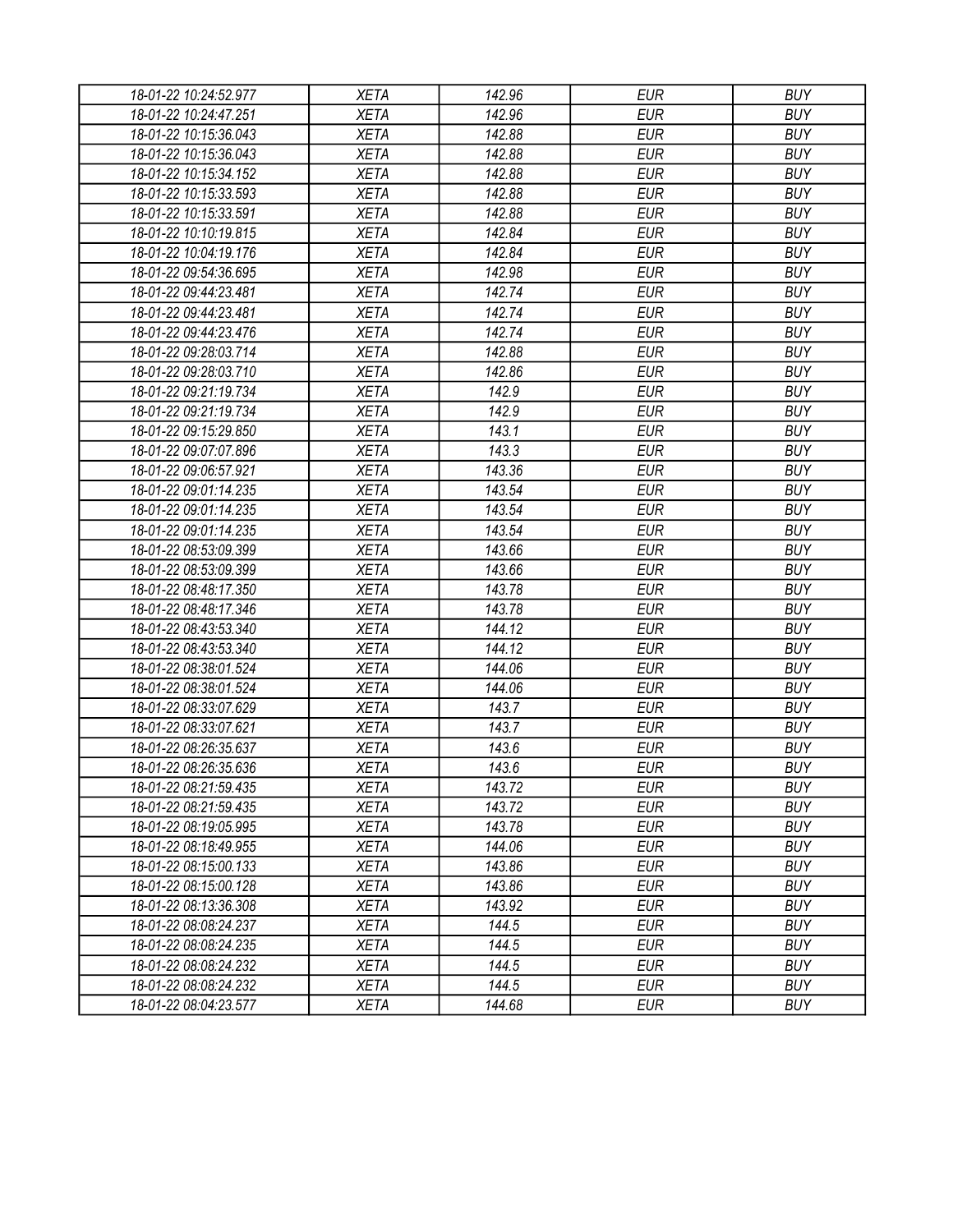| | | | | |
|---|---|---|---|---|
| 18-01-22 10:24:52.977 | XETA | 142.96 | EUR | BUY |
| 18-01-22 10:24:47.251 | XETA | 142.96 | EUR | BUY |
| 18-01-22 10:15:36.043 | XETA | 142.88 | EUR | BUY |
| 18-01-22 10:15:36.043 | XETA | 142.88 | EUR | BUY |
| 18-01-22 10:15:34.152 | XETA | 142.88 | EUR | BUY |
| 18-01-22 10:15:33.593 | XETA | 142.88 | EUR | BUY |
| 18-01-22 10:15:33.591 | XETA | 142.88 | EUR | BUY |
| 18-01-22 10:10:19.815 | XETA | 142.84 | EUR | BUY |
| 18-01-22 10:04:19.176 | XETA | 142.84 | EUR | BUY |
| 18-01-22 09:54:36.695 | XETA | 142.98 | EUR | BUY |
| 18-01-22 09:44:23.481 | XETA | 142.74 | EUR | BUY |
| 18-01-22 09:44:23.481 | XETA | 142.74 | EUR | BUY |
| 18-01-22 09:44:23.476 | XETA | 142.74 | EUR | BUY |
| 18-01-22 09:28:03.714 | XETA | 142.88 | EUR | BUY |
| 18-01-22 09:28:03.710 | XETA | 142.86 | EUR | BUY |
| 18-01-22 09:21:19.734 | XETA | 142.9 | EUR | BUY |
| 18-01-22 09:21:19.734 | XETA | 142.9 | EUR | BUY |
| 18-01-22 09:15:29.850 | XETA | 143.1 | EUR | BUY |
| 18-01-22 09:07:07.896 | XETA | 143.3 | EUR | BUY |
| 18-01-22 09:06:57.921 | XETA | 143.36 | EUR | BUY |
| 18-01-22 09:01:14.235 | XETA | 143.54 | EUR | BUY |
| 18-01-22 09:01:14.235 | XETA | 143.54 | EUR | BUY |
| 18-01-22 09:01:14.235 | XETA | 143.54 | EUR | BUY |
| 18-01-22 08:53:09.399 | XETA | 143.66 | EUR | BUY |
| 18-01-22 08:53:09.399 | XETA | 143.66 | EUR | BUY |
| 18-01-22 08:48:17.350 | XETA | 143.78 | EUR | BUY |
| 18-01-22 08:48:17.346 | XETA | 143.78 | EUR | BUY |
| 18-01-22 08:43:53.340 | XETA | 144.12 | EUR | BUY |
| 18-01-22 08:43:53.340 | XETA | 144.12 | EUR | BUY |
| 18-01-22 08:38:01.524 | XETA | 144.06 | EUR | BUY |
| 18-01-22 08:38:01.524 | XETA | 144.06 | EUR | BUY |
| 18-01-22 08:33:07.629 | XETA | 143.7 | EUR | BUY |
| 18-01-22 08:33:07.621 | XETA | 143.7 | EUR | BUY |
| 18-01-22 08:26:35.637 | XETA | 143.6 | EUR | BUY |
| 18-01-22 08:26:35.636 | XETA | 143.6 | EUR | BUY |
| 18-01-22 08:21:59.435 | XETA | 143.72 | EUR | BUY |
| 18-01-22 08:21:59.435 | XETA | 143.72 | EUR | BUY |
| 18-01-22 08:19:05.995 | XETA | 143.78 | EUR | BUY |
| 18-01-22 08:18:49.955 | XETA | 144.06 | EUR | BUY |
| 18-01-22 08:15:00.133 | XETA | 143.86 | EUR | BUY |
| 18-01-22 08:15:00.128 | XETA | 143.86 | EUR | BUY |
| 18-01-22 08:13:36.308 | XETA | 143.92 | EUR | BUY |
| 18-01-22 08:08:24.237 | XETA | 144.5 | EUR | BUY |
| 18-01-22 08:08:24.235 | XETA | 144.5 | EUR | BUY |
| 18-01-22 08:08:24.232 | XETA | 144.5 | EUR | BUY |
| 18-01-22 08:08:24.232 | XETA | 144.5 | EUR | BUY |
| 18-01-22 08:04:23.577 | XETA | 144.68 | EUR | BUY |